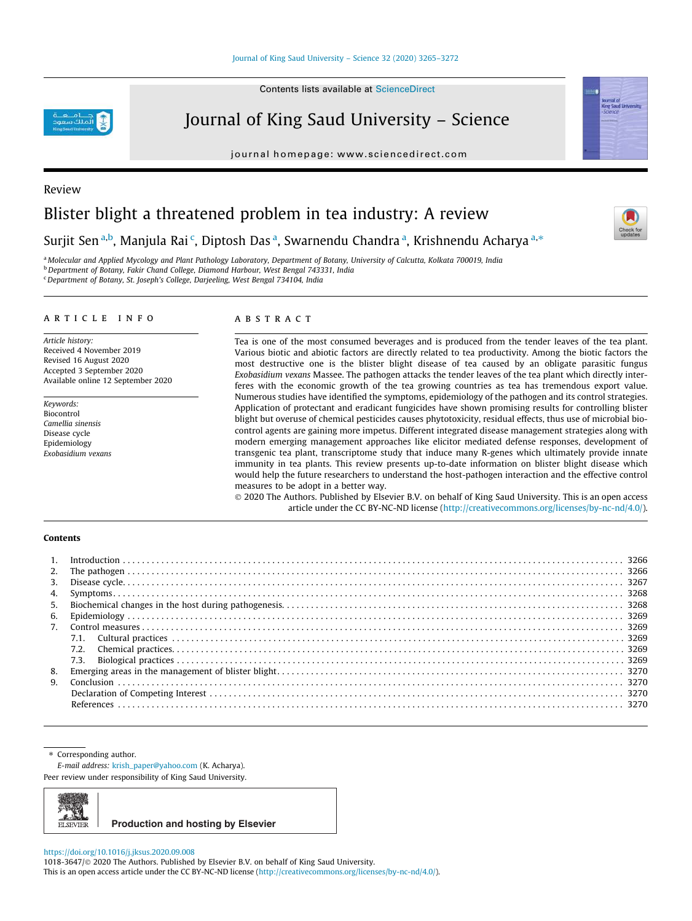Contents lists available at ScienceDirect

Journal of King Saud University – Science

journal homepage: www.sciencedirect.com

Review

# Blister blight a threatened problem in tea industry: A review

Surjit Sen [a,b], Manjula Rai [c], Diptosh Das [a], Swarnendu Chandra [a], Krishnendu Acharya [a,*]

[a] Molecular and Applied Mycology and Plant Pathology Laboratory, Department of Botany, University of Calcutta, Kolkata 700019, India
[b] Department of Botany, Fakir Chand College, Diamond Harbour, West Bengal 743331, India
[c] Department of Botany, St. Joseph's College, Darjeeling, West Bengal 734104, India

## ARTICLE INFO

*Article history:*
Received 4 November 2019
Revised 16 August 2020
Accepted 3 September 2020
Available online 12 September 2020

*Keywords:*
Biocontrol
*Camellia sinensis*
Disease cycle
Epidemiology
*Exobasidium vexans*

## ABSTRACT

Tea is one of the most consumed beverages and is produced from the tender leaves of the tea plant. Various biotic and abiotic factors are directly related to tea productivity. Among the biotic factors the most destructive one is the blister blight disease of tea caused by an obligate parasitic fungus *Exobasidium vexans* Massee. The pathogen attacks the tender leaves of the tea plant which directly interferes with the economic growth of the tea growing countries as tea has tremendous export value. Numerous studies have identified the symptoms, epidemiology of the pathogen and its control strategies. Application of protectant and eradicant fungicides have shown promising results for controlling blister blight but overuse of chemical pesticides causes phytotoxicity, residual effects, thus use of microbial biocontrol agents are gaining more impetus. Different integrated disease management strategies along with modern emerging management approaches like elicitor mediated defense responses, development of transgenic tea plant, transcriptome study that induce many R-genes which ultimately provide innate immunity in tea plants. This review presents up-to-date information on blister blight disease which would help the future researchers to understand the host-pathogen interaction and the effective control measures to be adopt in a better way.

© 2020 The Authors. Published by Elsevier B.V. on behalf of King Saud University. This is an open access article under the CC BY-NC-ND license (http://creativecommons.org/licenses/by-nc-nd/4.0/).

## Contents

1. Introduction . . . 3266
2. The pathogen . . . 3266
3. Disease cycle . . . 3267
4. Symptoms . . . 3268
5. Biochemical changes in the host during pathogenesis . . . 3268
6. Epidemiology . . . 3269
7. Control measures . . . 3269
   7.1. Cultural practices . . . 3269
   7.2. Chemical practices . . . 3269
   7.3. Biological practices . . . 3269
8. Emerging areas in the management of blister blight . . . 3270
9. Conclusion . . . 3270
   Declaration of Competing Interest . . . 3270
   References . . . 3270

\* Corresponding author.
*E-mail address:* krish_paper@yahoo.com (K. Acharya).

Peer review under responsibility of King Saud University.

Production and hosting by Elsevier

https://doi.org/10.1016/j.jksus.2020.09.008
1018-3647/© 2020 The Authors. Published by Elsevier B.V. on behalf of King Saud University.
This is an open access article under the CC BY-NC-ND license (http://creativecommons.org/licenses/by-nc-nd/4.0/).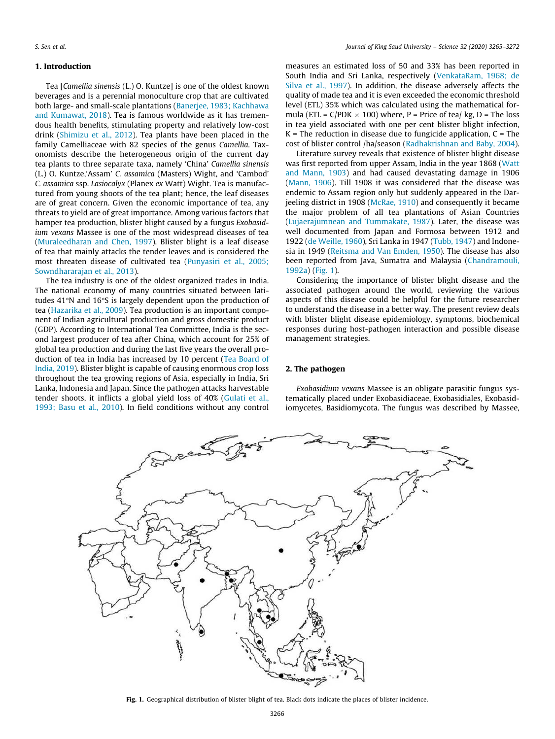## 1. Introduction

Tea [*Camellia sinensis* (L.) O. Kuntze] is one of the oldest known beverages and is a perennial monoculture crop that are cultivated both large- and small-scale plantations (Banerjee, 1983; Kachhawa and Kumawat, 2018). Tea is famous worldwide as it has tremendous health benefits, stimulating property and relatively low-cost drink (Shimizu et al., 2012). Tea plants have been placed in the family Camelliaceae with 82 species of the genus *Camellia*. Taxonomists describe the heterogeneous origin of the current day tea plants to three separate taxa, namely 'China' *Camellia sinensis* (L.) O. Kuntze,'Assam' *C. assamica* (Masters) Wight, and 'Cambod' *C. assamica* ssp. *Lasiocalyx* (Planex *ex* Watt) Wight. Tea is manufactured from young shoots of the tea plant; hence, the leaf diseases are of great concern. Given the economic importance of tea, any threats to yield are of great importance. Among various factors that hamper tea production, blister blight caused by a fungus *Exobasidium vexans* Massee is one of the most widespread diseases of tea (Muraleedharan and Chen, 1997). Blister blight is a leaf disease of tea that mainly attacks the tender leaves and is considered the most threaten disease of cultivated tea (Punyasiri et al., 2005; Sowndhararajan et al., 2013).

The tea industry is one of the oldest organized trades in India. The national economy of many countries situated between latitudes 41°N and 16°S is largely dependent upon the production of tea (Hazarika et al., 2009). Tea production is an important component of Indian agricultural production and gross domestic product (GDP). According to International Tea Committee, India is the second largest producer of tea after China, which account for 25% of global tea production and during the last five years the overall production of tea in India has increased by 10 percent (Tea Board of India, 2019). Blister blight is capable of causing enormous crop loss throughout the tea growing regions of Asia, especially in India, Sri Lanka, Indonesia and Japan. Since the pathogen attacks harvestable tender shoots, it inflicts a global yield loss of 40% (Gulati et al., 1993; Basu et al., 2010). In field conditions without any control measures an estimated loss of 50 and 33% has been reported in South India and Sri Lanka, respectively (VenkataRam, 1968; de Silva et al., 1997). In addition, the disease adversely affects the quality of made tea and it is even exceeded the economic threshold level (ETL) 35% which was calculated using the mathematical formula ($ETL = C/PDK \times 100$) where, P = Price of tea/ kg, D = The loss in tea yield associated with one per cent blister blight infection, K = The reduction in disease due to fungicide application, C = The cost of blister control /ha/season (Radhakrishnan and Baby, 2004).

Literature survey reveals that existence of blister blight disease was first reported from upper Assam, India in the year 1868 (Watt and Mann, 1903) and had caused devastating damage in 1906 (Mann, 1906). Till 1908 it was considered that the disease was endemic to Assam region only but suddenly appeared in the Darjeeling district in 1908 (McRae, 1910) and consequently it became the major problem of all tea plantations of Asian Countries (Lujaerajumnean and Tummakate, 1987). Later, the disease was well documented from Japan and Formosa between 1912 and 1922 (de Weille, 1960), Sri Lanka in 1947 (Tubb, 1947) and Indonesia in 1949 (Reitsma and Van Emden, 1950). The disease has also been reported from Java, Sumatra and Malaysia (Chandramouli, 1992a) (Fig. 1).

Considering the importance of blister blight disease and the associated pathogen around the world, reviewing the various aspects of this disease could be helpful for the future researcher to understand the disease in a better way. The present review deals with blister blight disease epidemiology, symptoms, biochemical responses during host-pathogen interaction and possible disease management strategies.

## 2. The pathogen

*Exobasidium vexans* Massee is an obligate parasitic fungus systematically placed under Exobasidiaceae, Exobasidiales, Exobasidiomycetes, Basidiomycota. The fungus was described by Massee,

**Fig. 1.** Geographical distribution of blister blight of tea. Black dots indicate the places of blister incidence.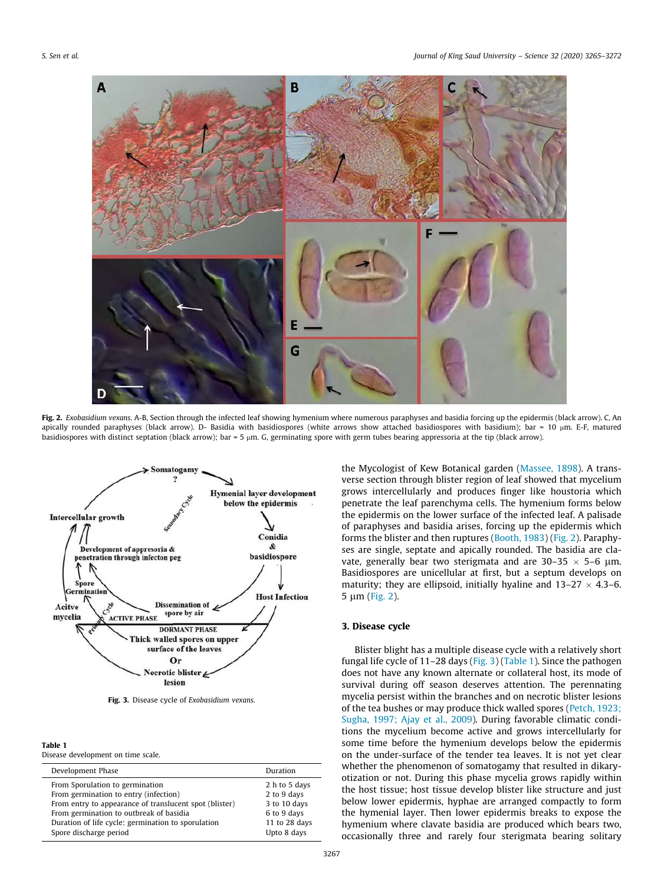Fig. 2. *Exobasidium vexans*. A-B, Section through the infected leaf showing hymenium where numerous paraphyses and basidia forcing up the epidermis (black arrow). C, An apically rounded paraphyses (black arrow). D- Basidia with basidiospores (white arrows show attached basidiospores with basidium); bar = 10 μm. E-F, matured basidiospores with distinct septation (black arrow); bar = 5 μm. G, germinating spore with germ tubes bearing appressoria at the tip (black arrow).

Somatogamy
?
Hymenial layer development below the epidermis
Secondary Cycle
Intercellular growth
Conidia & basidiospore
Development of appresoria & penetration through infecton peg
Spore Germination
Host Infection
Acitve mycelia
Primary Cycle
Dissemination of spore by air
ACTIVE PHASE
DORMANT PHASE
Thick walled spores on upper surface of the leaves
Or
Necrotic blister lesion

Fig. 3. Disease cycle of *Exobasidium vexans*.

**Table 1**
Disease development on time scale.

| Development Phase | Duration |
| --- | --- |
| From Sporulation to germination | 2 h to 5 days |
| From germination to entry (infection) | 2 to 9 days |
| From entry to appearance of translucent spot (blister) | 3 to 10 days |
| From germination to outbreak of basidia | 6 to 9 days |
| Duration of life cycle: germination to sporulation | 11 to 28 days |
| Spore discharge period | Upto 8 days |

the Mycologist of Kew Botanical garden (Massee, 1898). A transverse section through blister region of leaf showed that mycelium grows intercellularly and produces finger like houstoria which penetrate the leaf parenchyma cells. The hymenium forms below the epidermis on the lower surface of the infected leaf. A palisade of paraphyses and basidia arises, forcing up the epidermis which forms the blister and then ruptures (Booth, 1983) (Fig. 2). Paraphyses are single, septate and apically rounded. The basidia are clavate, generally bear two sterigmata and are 30–35 × 5–6 μm. Basidiospores are unicellular at first, but a septum develops on maturity; they are ellipsoid, initially hyaline and 13–27 × 4.3–6.5 μm (Fig. 2).

## 3. Disease cycle

Blister blight has a multiple disease cycle with a relatively short fungal life cycle of 11–28 days (Fig. 3) (Table 1). Since the pathogen does not have any known alternate or collateral host, its mode of survival during off season deserves attention. The perennating mycelia persist within the branches and on necrotic blister lesions of the tea bushes or may produce thick walled spores (Petch, 1923; Sugha, 1997; Ajay et al., 2009). During favorable climatic conditions the mycelium become active and grows intercellularly for some time before the hymenium develops below the epidermis on the under-surface of the tender tea leaves. It is not yet clear whether the phenomenon of somatogamy that resulted in dikaryotization or not. During this phase mycelia grows rapidly within the host tissue; host tissue develop blister like structure and just below lower epidermis, hyphae are arranged compactly to form the hymenial layer. Then lower epidermis breaks to expose the hymenium where clavate basidia are produced which bears two, occasionally three and rarely four sterigmata bearing solitary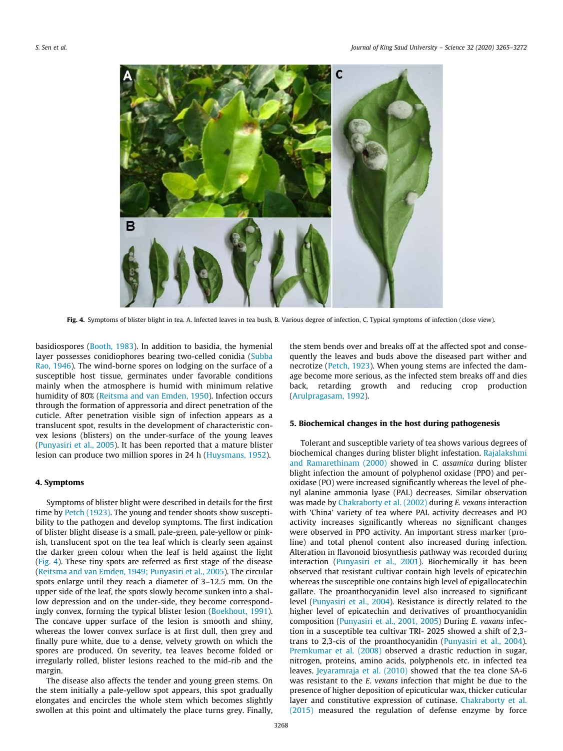Fig. 4. Symptoms of blister blight in tea. A. Infected leaves in tea bush, B. Various degree of infection, C. Typical symptoms of infection (close view).

basidiospores (Booth, 1983). In addition to basidia, the hymenial layer possesses conidiophores bearing two-celled conidia (Subba Rao, 1946). The wind-borne spores on lodging on the surface of a susceptible host tissue, germinates under favorable conditions mainly when the atmosphere is humid with minimum relative humidity of 80% (Reitsma and van Emden, 1950). Infection occurs through the formation of appressoria and direct penetration of the cuticle. After penetration visible sign of infection appears as a translucent spot, results in the development of characteristic convex lesions (blisters) on the under-surface of the young leaves (Punyasiri et al., 2005). It has been reported that a mature blister lesion can produce two million spores in 24 h (Huysmans, 1952).

## 4. Symptoms

Symptoms of blister blight were described in details for the first time by Petch (1923). The young and tender shoots show susceptibility to the pathogen and develop symptoms. The first indication of blister blight disease is a small, pale-green, pale-yellow or pinkish, translucent spot on the tea leaf which is clearly seen against the darker green colour when the leaf is held against the light (Fig. 4). These tiny spots are referred as first stage of the disease (Reitsma and van Emden, 1949; Punyasiri et al., 2005). The circular spots enlarge until they reach a diameter of 3–12.5 mm. On the upper side of the leaf, the spots slowly become sunken into a shallow depression and on the under-side, they become correspondingly convex, forming the typical blister lesion (Boekhout, 1991). The concave upper surface of the lesion is smooth and shiny, whereas the lower convex surface is at first dull, then grey and finally pure white, due to a dense, velvety growth on which the spores are produced. On severity, tea leaves become folded or irregularly rolled, blister lesions reached to the mid-rib and the margin.

The disease also affects the tender and young green stems. On the stem initially a pale-yellow spot appears, this spot gradually elongates and encircles the whole stem which becomes slightly swollen at this point and ultimately the place turns grey. Finally, the stem bends over and breaks off at the affected spot and consequently the leaves and buds above the diseased part wither and necrotize (Petch, 1923). When young stems are infected the damage become more serious, as the infected stem breaks off and dies back, retarding growth and reducing crop production (Arulpragasam, 1992).

## 5. Biochemical changes in the host during pathogenesis

Tolerant and susceptible variety of tea shows various degrees of biochemical changes during blister blight infestation. Rajalakshmi and Ramarethinam (2000) showed in *C. assamica* during blister blight infection the amount of polyphenol oxidase (PPO) and peroxidase (PO) were increased significantly whereas the level of phenyl alanine ammonia lyase (PAL) decreases. Similar observation was made by Chakraborty et al. (2002) during *E. vexans* interaction with 'China' variety of tea where PAL activity decreases and PO activity increases significantly whereas no significant changes were observed in PPO activity. An important stress marker (proline) and total phenol content also increased during infection. Alteration in flavonoid biosynthesis pathway was recorded during interaction (Punyasiri et al., 2001). Biochemically it has been observed that resistant cultivar contain high levels of epicatechin whereas the susceptible one contains high level of epigallocatechin gallate. The proanthocyanidin level also increased to significant level (Punyasiri et al., 2004). Resistance is directly related to the higher level of epicatechin and derivatives of proanthocyanidin composition (Punyasiri et al., 2001, 2005) During *E. vaxans* infection in a susceptible tea cultivar TRI- 2025 showed a shift of 2,3-trans to 2,3-cis of the proanthocyanidin (Punyasiri et al., 2004). Premkumar et al. (2008) observed a drastic reduction in sugar, nitrogen, proteins, amino acids, polyphenols etc. in infected tea leaves. Jeyaramraja et al. (2010) showed that the tea clone SA-6 was resistant to the *E. vexans* infection that might be due to the presence of higher deposition of epicuticular wax, thicker cuticular layer and constitutive expression of cutinase. Chakraborty et al. (2015) measured the regulation of defense enzyme by force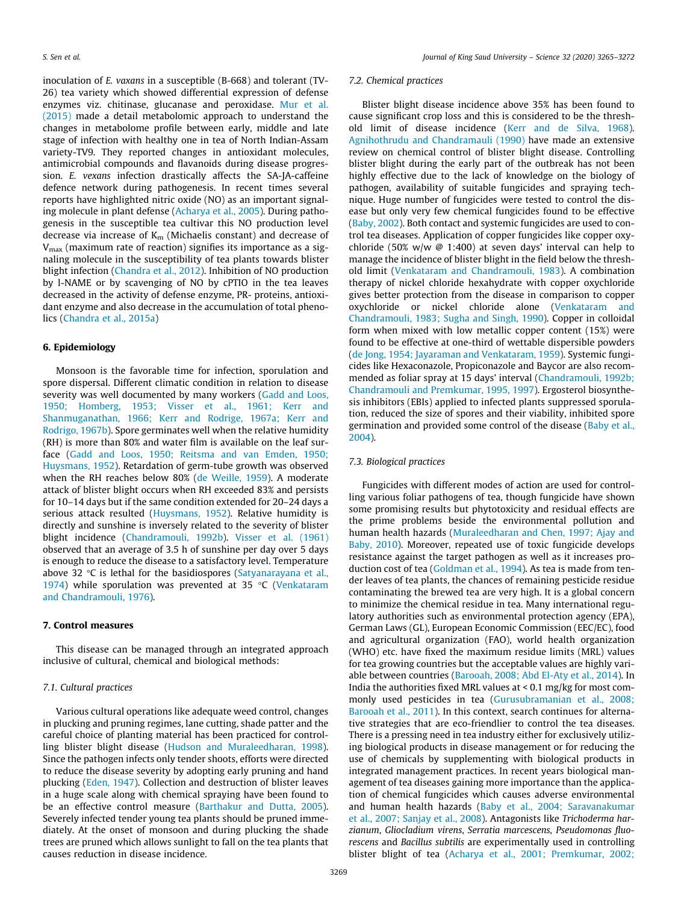inoculation of *E. vaxans* in a susceptible (B-668) and tolerant (TV-26) tea variety which showed differential expression of defense enzymes viz. chitinase, glucanase and peroxidase. Mur et al. (2015) made a detail metabolomic approach to understand the changes in metabolome profile between early, middle and late stage of infection with healthy one in tea of North Indian-Assam variety-TV9. They reported changes in antioxidant molecules, antimicrobial compounds and flavanoids during disease progression. *E. vexans* infection drastically affects the SA-JA-caffeine defence network during pathogenesis. In recent times several reports have highlighted nitric oxide (NO) as an important signaling molecule in plant defense (Acharya et al., 2005). During pathogenesis in the susceptible tea cultivar this NO production level decrease via increase of $K_m$ (Michaelis constant) and decrease of $V_{max}$ (maximum rate of reaction) signifies its importance as a signaling molecule in the susceptibility of tea plants towards blister blight infection (Chandra et al., 2012). Inhibition of NO production by l-NAME or by scavenging of NO by cPTIO in the tea leaves decreased in the activity of defense enzyme, PR- proteins, antioxidant enzyme and also decrease in the accumulation of total phenolics (Chandra et al., 2015a)

## 6. Epidemiology

Monsoon is the favorable time for infection, sporulation and spore dispersal. Different climatic condition in relation to disease severity was well documented by many workers (Gadd and Loos, 1950; Homberg, 1953; Visser et al., 1961; Kerr and Shanmuganathan, 1966; Kerr and Rodrige, 1967a; Kerr and Rodrigo, 1967b). Spore germinates well when the relative humidity (RH) is more than 80% and water film is available on the leaf surface (Gadd and Loos, 1950; Reitsma and van Emden, 1950; Huysmans, 1952). Retardation of germ-tube growth was observed when the RH reaches below 80% (de Weille, 1959). A moderate attack of blister blight occurs when RH exceeded 83% and persists for 10–14 days but if the same condition extended for 20–24 days a serious attack resulted (Huysmans, 1952). Relative humidity is directly and sunshine is inversely related to the severity of blister blight incidence (Chandramouli, 1992b). Visser et al. (1961) observed that an average of 3.5 h of sunshine per day over 5 days is enough to reduce the disease to a satisfactory level. Temperature above 32 °C is lethal for the basidiospores (Satyanarayana et al., 1974) while sporulation was prevented at 35 °C (Venkataram and Chandramouli, 1976).

## 7. Control measures

This disease can be managed through an integrated approach inclusive of cultural, chemical and biological methods:

### 7.1. Cultural practices

Various cultural operations like adequate weed control, changes in plucking and pruning regimes, lane cutting, shade patter and the careful choice of planting material has been practiced for controlling blister blight disease (Hudson and Muraleedharan, 1998). Since the pathogen infects only tender shoots, efforts were directed to reduce the disease severity by adopting early pruning and hand plucking (Eden, 1947). Collection and destruction of blister leaves in a huge scale along with chemical spraying have been found to be an effective control measure (Barthakur and Dutta, 2005). Severely infected tender young tea plants should be pruned immediately. At the onset of monsoon and during plucking the shade trees are pruned which allows sunlight to fall on the tea plants that causes reduction in disease incidence.

### 7.2. Chemical practices

Blister blight disease incidence above 35% has been found to cause significant crop loss and this is considered to be the threshold limit of disease incidence (Kerr and de Silva, 1968). Agnihothrudu and Chandramauli (1990) have made an extensive review on chemical control of blister blight disease. Controlling blister blight during the early part of the outbreak has not been highly effective due to the lack of knowledge on the biology of pathogen, availability of suitable fungicides and spraying technique. Huge number of fungicides were tested to control the disease but only very few chemical fungicides found to be effective (Baby, 2002). Both contact and systemic fungicides are used to control tea diseases. Application of copper fungicides like copper oxychloride (50% w/w @ 1:400) at seven days' interval can help to manage the incidence of blister blight in the field below the threshold limit (Venkataram and Chandramouli, 1983). A combination therapy of nickel chloride hexahydrate with copper oxychloride gives better protection from the disease in comparison to copper oxychloride or nickel chloride alone (Venkataram and Chandramouli, 1983; Sugha and Singh, 1990). Copper in colloidal form when mixed with low metallic copper content (15%) were found to be effective at one-third of wettable dispersible powders (de Jong, 1954; Jayaraman and Venkataram, 1959). Systemic fungicides like Hexaconazole, Propiconazole and Baycor are also recommended as foliar spray at 15 days' interval (Chandramouli, 1992b; Chandramouli and Premkumar, 1995, 1997). Ergosterol biosynthesis inhibitors (EBIs) applied to infected plants suppressed sporulation, reduced the size of spores and their viability, inhibited spore germination and provided some control of the disease (Baby et al., 2004).

### 7.3. Biological practices

Fungicides with different modes of action are used for controlling various foliar pathogens of tea, though fungicide have shown some promising results but phytotoxicity and residual effects are the prime problems beside the environmental pollution and human health hazards (Muraleedharan and Chen, 1997; Ajay and Baby, 2010). Moreover, repeated use of toxic fungicide develops resistance against the target pathogen as well as it increases production cost of tea (Goldman et al., 1994). As tea is made from tender leaves of tea plants, the chances of remaining pesticide residue contaminating the brewed tea are very high. It is a global concern to minimize the chemical residue in tea. Many international regulatory authorities such as environmental protection agency (EPA), German Laws (GL), European Economic Commission (EEC/EC), food and agricultural organization (FAO), world health organization (WHO) etc. have fixed the maximum residue limits (MRL) values for tea growing countries but the acceptable values are highly variable between countries (Barooah, 2008; Abd El-Aty et al., 2014). In India the authorities fixed MRL values at < 0.1 mg/kg for most commonly used pesticides in tea (Gurusubramanian et al., 2008; Barooah et al., 2011). In this context, search continues for alternative strategies that are eco-friendlier to control the tea diseases. There is a pressing need in tea industry either for exclusively utilizing biological products in disease management or for reducing the use of chemicals by supplementing with biological products in integrated management practices. In recent years biological management of tea diseases gaining more importance than the application of chemical fungicides which causes adverse environmental and human health hazards (Baby et al., 2004; Saravanakumar et al., 2007; Sanjay et al., 2008). Antagonists like *Trichoderma harzianum*, *Gliocladium virens*, *Serratia marcescens*, *Pseudomonas fluorescens* and *Bacillus subtilis* are experimentally used in controlling blister blight of tea (Acharya et al., 2001; Premkumar, 2002;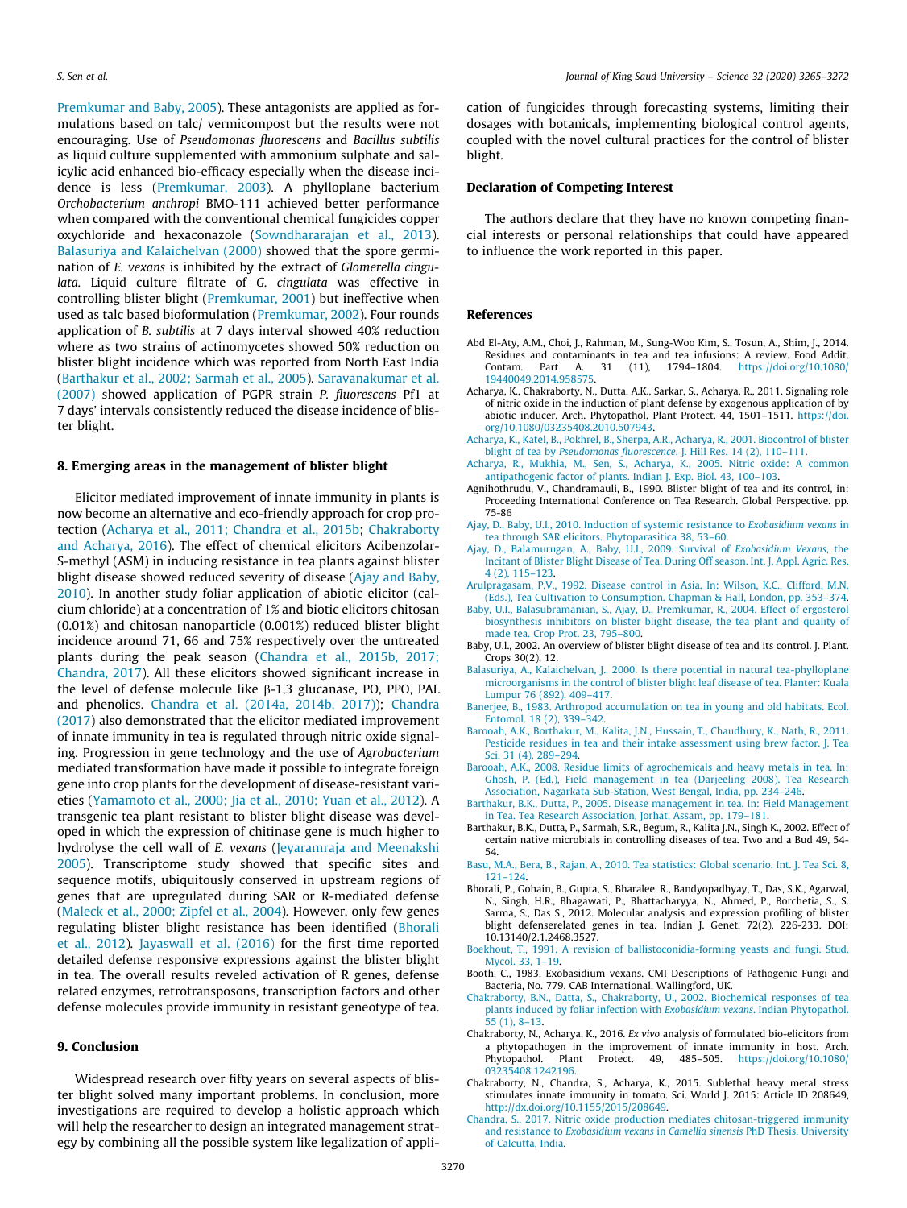Premkumar and Baby, 2005). These antagonists are applied as formulations based on talc/ vermicompost but the results were not encouraging. Use of *Pseudomonas fluorescens* and *Bacillus subtilis* as liquid culture supplemented with ammonium sulphate and salicylic acid enhanced bio-efficacy especially when the disease incidence is less (Premkumar, 2003). A phylloplane bacterium *Orchobacterium anthropi* BMO-111 achieved better performance when compared with the conventional chemical fungicides copper oxychloride and hexaconazole (Sowndhararajan et al., 2013). Balasuriya and Kalaichelvan (2000) showed that the spore germination of *E. vexans* is inhibited by the extract of *Glomerella cingulata.* Liquid culture filtrate of *G. cingulata* was effective in controlling blister blight (Premkumar, 2001) but ineffective when used as talc based bioformulation (Premkumar, 2002). Four rounds application of *B. subtilis* at 7 days interval showed 40% reduction where as two strains of actinomycetes showed 50% reduction on blister blight incidence which was reported from North East India (Barthakur et al., 2002; Sarmah et al., 2005). Saravanakumar et al. (2007) showed application of PGPR strain *P. fluorescens* Pf1 at 7 days' intervals consistently reduced the disease incidence of blister blight.

## 8. Emerging areas in the management of blister blight

Elicitor mediated improvement of innate immunity in plants is now become an alternative and eco-friendly approach for crop protection (Acharya et al., 2011; Chandra et al., 2015b; Chakraborty and Acharya, 2016). The effect of chemical elicitors Acibenzolar-S-methyl (ASM) in inducing resistance in tea plants against blister blight disease showed reduced severity of disease (Ajay and Baby, 2010). In another study foliar application of abiotic elicitor (calcium chloride) at a concentration of 1% and biotic elicitors chitosan (0.01%) and chitosan nanoparticle (0.001%) reduced blister blight incidence around 71, 66 and 75% respectively over the untreated plants during the peak season (Chandra et al., 2015b, 2017; Chandra, 2017). All these elicitors showed significant increase in the level of defense molecule like β-1,3 glucanase, PO, PPO, PAL and phenolics. Chandra et al. (2014a, 2014b, 2017)); Chandra (2017) also demonstrated that the elicitor mediated improvement of innate immunity in tea is regulated through nitric oxide signaling. Progression in gene technology and the use of *Agrobacterium* mediated transformation have made it possible to integrate foreign gene into crop plants for the development of disease-resistant varieties (Yamamoto et al., 2000; Jia et al., 2010; Yuan et al., 2012). A transgenic tea plant resistant to blister blight disease was developed in which the expression of chitinase gene is much higher to hydrolyse the cell wall of *E. vexans* (Jeyaramraja and Meenakshi 2005). Transcriptome study showed that specific sites and sequence motifs, ubiquitously conserved in upstream regions of genes that are upregulated during SAR or R-mediated defense (Maleck et al., 2000; Zipfel et al., 2004). However, only few genes regulating blister blight resistance has been identified (Bhorali et al., 2012). Jayaswall et al. (2016) for the first time reported detailed defense responsive expressions against the blister blight in tea. The overall results revealed activation of R genes, defense related enzymes, retrotransposons, transcription factors and other defense molecules provide immunity in resistant geneotype of tea.

## 9. Conclusion

Widespread research over fifty years on several aspects of blister blight solved many important problems. In conclusion, more investigations are required to develop a holistic approach which will help the researcher to design an integrated management strategy by combining all the possible system like legalization of application of fungicides through forecasting systems, limiting their dosages with botanicals, implementing biological control agents, coupled with the novel cultural practices for the control of blister blight.

## Declaration of Competing Interest

The authors declare that they have no known competing financial interests or personal relationships that could have appeared to influence the work reported in this paper.

## References

Abd El-Aty, A.M., Choi, J., Rahman, M., Sung-Woo Kim, S., Tosun, A., Shim, J., 2014. Residues and contaminants in tea and tea infusions: A review. Food Addit. Contam. Part A. 31 (11), 1794–1804. https://doi.org/10.1080/19440049.2014.958575.

Acharya, K., Chakraborty, N., Dutta, A.K., Sarkar, S., Acharya, R., 2011. Signaling role of nitric oxide in the induction of plant defense by exogenous application of by abiotic inducer. Arch. Phytopathol. Plant Protect. 44, 1501–1511. https://doi.org/10.1080/03235408.2010.507943.

Acharya, K., Katel, B., Pokhrel, B., Sherpa, A.R., Acharya, R., 2001. Biocontrol of blister blight of tea by *Pseudomonas fluorescence*. J. Hill Res. 14 (2), 110–111.

Acharya, R., Mukhia, M., Sen, S., Acharya, K., 2005. Nitric oxide: A common antipathogenic factor of plants. Indian J. Exp. Biol. 43, 100–103.

Agnihothrudu, V., Chandramauli, B., 1990. Blister blight of tea and its control, in: Proceeding International Conference on Tea Research. Global Perspective. pp. 75-86

Ajay, D., Baby, U.I., 2010. Induction of systemic resistance to *Exobasidium vexans* in tea through SAR elicitors. Phytoparasitica 38, 53–60.

Ajay, D., Balamurugan, A., Baby, U.I., 2009. Survival of *Exobasidium Vexans*, the Incitant of Blister Blight Disease of Tea, During Off season. Int. J. Appl. Agric. Res. 4 (2), 115–123.

Arulpragasam, P.V., 1992. Disease control in Asia. In: Wilson, K.C., Clifford, M.N. (Eds.), Tea Cultivation to Consumption. Chapman & Hall, London, pp. 353–374.

Baby, U.I., Balasubramanian, S., Ajay, D., Premkumar, R., 2004. Effect of ergosterol biosynthesis inhibitors on blister blight disease, the tea plant and quality of made tea. Crop Prot. 23, 795–800.

Baby, U.I., 2002. An overview of blister blight disease of tea and its control. J. Plant. Crops 30(2), 12.

Balasuriya, A., Kalaichelvan, J., 2000. Is there potential in natural tea-phylloplane microorganisms in the control of blister blight leaf disease of tea. Planter: Kuala Lumpur 76 (892), 409–417.

Banerjee, B., 1983. Arthropod accumulation on tea in young and old habitats. Ecol. Entomol. 18 (2), 339–342.

Barooah, A.K., Borthakur, M., Kalita, J.N., Hussain, T., Chaudhury, K., Nath, R., 2011. Pesticide residues in tea and their intake assessment using brew factor. J. Tea Sci. 31 (4), 289–294.

Barooah, A.K., 2008. Residue limits of agrochemicals and heavy metals in tea. In: Ghosh, P. (Ed.), Field management in tea (Darjeeling 2008). Tea Research Association, Nagarkata Sub-Station, West Bengal, India, pp. 234–246.

Barthakur, B.K., Dutta, P., 2005. Disease management in tea. In: Field Management in Tea. Tea Research Association, Jorhat, Assam, pp. 179–181.

Barthakur, B.K., Dutta, P., Sarmah, S.R., Begum, R., Kalita J.N., Singh K., 2002. Effect of certain native microbials in controlling diseases of tea. Two and a Bud 49, 54-54.

Basu, M.A., Bera, B., Rajan, A., 2010. Tea statistics: Global scenario. Int. J. Tea Sci. 8, 121–124.

Bhorali, P., Gohain, B., Gupta, S., Bharalee, R., Bandyopadhyay, T., Das, S.K., Agarwal, N., Singh, H.R., Bhagawati, P., Bhattacharyya, N., Ahmed, P., Borchetia, S., S. Sarma, S., Das S., 2012. Molecular analysis and expression profiling of blister blight defenserelated genes in tea. Indian J. Genet. 72(2), 226-233. DOI: 10.13140/2.1.2468.3527.

Boekhout, T., 1991. A revision of ballistoconidia-forming yeasts and fungi. Stud. Mycol. 33, 1–19.

Booth, C., 1983. Exobasidium vexans. CMI Descriptions of Pathogenic Fungi and Bacteria, No. 779. CAB International, Wallingford, UK.

Chakraborty, B.N., Datta, S., Chakraborty, U., 2002. Biochemical responses of tea plants induced by foliar infection with *Exobasidium vexans*. Indian Phytopathol. 55 (1), 8–13.

Chakraborty, N., Acharya, K., 2016. *Ex vivo* analysis of formulated bio-elicitors from a phytopathogen in the improvement of innate immunity in host. Arch. Phytopathol. Plant Protect. 49, 485–505. https://doi.org/10.1080/03235408.1242196.

Chakraborty, N., Chandra, S., Acharya, K., 2015. Sublethal heavy metal stress stimulates innate immunity in tomato. Sci. World J. 2015: Article ID 208649, http://dx.doi.org/10.1155/2015/208649.

Chandra, S., 2017. Nitric oxide production mediates chitosan-triggered immunity and resistance to *Exobasidium vexans* in *Camellia sinensis* PhD Thesis. University of Calcutta, India.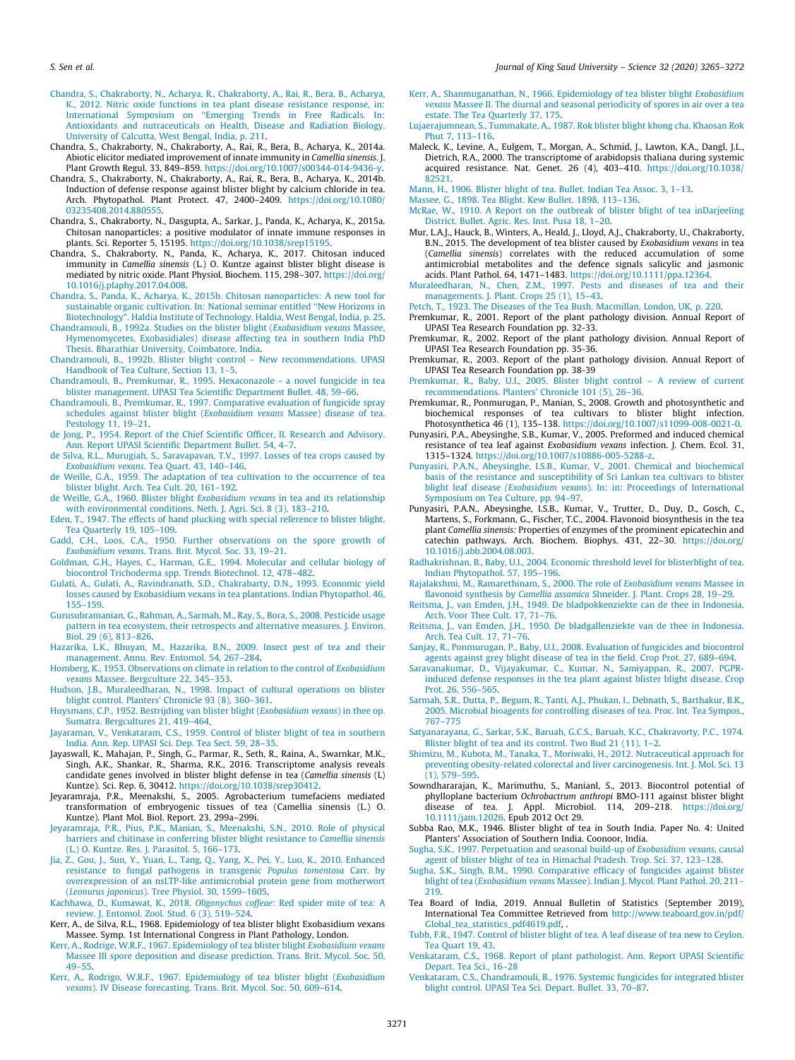Chandra, S., Chakraborty, N., Acharya, R., Chakraborty, A., Rai, R., Bera, B., Acharya, K., 2012. Nitric oxide functions in tea plant disease resistance response, in: International Symposium on "Emerging Trends in Free Radicals. In: Antioxidants and nutraceuticals on Health, Disease and Radiation Biology. University of Calcutta, West Bengal, India, p. 211.

Chandra, S., Chakraborty, N., Chakraborty, A., Rai, R., Bera, B., Acharya, K., 2014a. Abiotic elicitor mediated improvement of innate immunity in *Camellia sinensis*. J. Plant Growth Regul. 33, 849–859. https://doi.org/10.1007/s00344-014-9436-y.

Chandra, S., Chakraborty, N., Chakraborty, A., Rai, R., Bera, B., Acharya, K., 2014b. Induction of defense response against blister blight by calcium chloride in tea. Arch. Phytopathol. Plant Protect. 47, 2400–2409. https://doi.org/10.1080/03235408.2014.880555.

Chandra, S., Chakraborty, N., Dasgupta, A., Sarkar, J., Panda, K., Acharya, K., 2015a. Chitosan nanoparticles: a positive modulator of innate immune responses in plants. Sci. Reporter 5, 15195. https://doi.org/10.1038/srep15195.

Chandra, S., Chakraborty, N., Panda, K., Acharya, K., 2017. Chitosan induced immunity in *Camellia sinensis* (L.) O. Kuntze against blister blight disease is mediated by nitric oxide. Plant Physiol. Biochem. 115, 298–307. https://doi.org/10.1016/j.plaphy.2017.04.008.

Chandra, S., Panda, K., Acharya, K., 2015b. Chitosan nanoparticles: A new tool for sustainable organic cultivation. In: National seminar entitled "New Horizons in Biotechnology". Haldia Institute of Technology, Haldia, West Bengal, India, p. 25.

Chandramouli, B., 1992a. Studies on the blister blight (*Exobasidium vexans* Massee, Hymenomycetes, Exobasidiales) disease affecting tea in southern India PhD Thesis. Bharathiar University, Coimbatore, India.

Chandramouli, B., 1992b. Blister blight control – New recommendations. UPASI Handbook of Tea Culture, Section 13, 1–5.

Chandramouli, B., Premkumar, R., 1995. Hexaconazole - a novel fungicide in tea blister management. UPASI Tea Scientific Department Bullet. 48, 59–66.

Chandramouli, B., Premkumar, R., 1997. Comparative evaluation of fungicide spray schedules against blister blight (*Exobasidium vexans* Massee) disease of tea. Pestology 11, 19–21.

de Jong, P., 1954. Report of the Chief Scientific Officer, II. Research and Advisory. Ann. Report UPASI Scientific Department Bullet. 54, 4–7.

de Silva, R.L., Murugiah, S., Saravapavan, T.V., 1997. Losses of tea crops caused by *Exobasidium vexans*. Tea Quart. 43, 140–146.

de Weille, G.A., 1959. The adaptation of tea cultivation to the occurrence of tea blister blight. Arch. Tea Cult. 20, 161–192.

de Weille, G.A., 1960. Blister blight *Exobasidium vexans* in tea and its relationship with environmental conditions. Neth. J. Agri. Sci. 8 (3), 183–210.

Eden, T., 1947. The effects of hand plucking with special reference to blister blight. Tea Quarterly 19, 105–109.

Gadd, C.H., Loos, C.A., 1950. Further observations on the spore growth of *Exobasidium vexans*. Trans. Brit. Mycol. Soc. 33, 19–21.

Goldman, G.H., Hayes, C., Harman, G.E., 1994. Molecular and cellular biology of biocontrol Trichoderma spp. Trends Biotechnol. 12, 478–482.

Gulati, A., Gulati, A., Ravindranath, S.D., Chakrabarty, D.N., 1993. Economic yield losses caused by Exobasidium vexans in tea plantations. Indian Phytopathol. 46, 155–159.

Gurusubramanian, G., Rahman, A., Sarmah, M., Ray, S., Bora, S., 2008. Pesticide usage pattern in tea ecosystem, their retrospects and alternative measures. J. Environ. Biol. 29 (6), 813–826.

Hazarika, L.K., Bhuyan, M., Hazarika, B.N., 2009. Insect pest of tea and their management. Annu. Rev. Entomol. 54, 267–284.

Homberg, K., 1953. Observations on climate in relation to the control of *Exobasidium vexans* Massee. Bergculture 22, 345–353.

Hudson, J.B., Muraleedharan, N., 1998. Impact of cultural operations on blister blight control. Planters' Chronicle 93 (8), 360–361.

Huysmans, C.P., 1952. Bestrijding van blister blight (*Exobasidium vexans*) in thee op. Sumatra. Bergcultures 21, 419–464.

Jayaraman, V., Venkataram, C.S., 1959. Control of blister blight of tea in southern India. Ann. Rep. UPASI Sci. Dep. Tea Sect. 59, 28–35.

Jayaswall, K., Mahajan, P., Singh, G., Parmar, R., Seth, R., Raina, A., Swarnkar, M.K., Singh, A.K., Shankar, R., Sharma, R.K., 2016. Transcriptome analysis reveals candidate genes involved in blister blight defense in tea (*Camellia sinensis* (L) Kuntze). Sci. Rep. 6, 30412. https://doi.org/10.1038/srep30412.

Jeyaramraja, P.R., Meenakshi, S., 2005. Agrobacterium tumefaciens mediated transformation of embryogenic tissues of tea (Camellia sinensis (L.) O. Kuntze). Plant Mol. Biol. Report. 23, 299a–299i.

Jeyaramraja, P.R., Pius, P.K., Manian, S., Meenakshi, S.N., 2010. Role of physical barriers and chitinase in conferring blister blight resistance to *Camellia sinensis* (L.) O. Kuntze. Res. J. Parasitol. 5, 166–173.

Jia, Z., Gou, J., Sun, Y., Yuan, L., Tang, Q., Yang, X., Pei, Y., Luo, K., 2010. Enhanced resistance to fungal pathogens in transgenic *Populus tomentosa* Carr. by overexpression of an nsLTP-like antimicrobial protein gene from motherwort (*Leonurus japonicus*). Tree Physiol. 30, 1599–1605.

Kachhawa, D., Kumawat, K., 2018. *Oligonychus coffeae*: Red spider mite of tea: A review. J. Entomol. Zool. Stud. 6 (3), 519–524.

Kerr, A., de Silva, R.L., 1968. Epidemiology of tea blister blight Exobasidium vexans Massee. Symp. 1st International Congress in Plant Pathology, London.

Kerr, A., Rodrige, W.R.F., 1967. Epidemiology of tea blister blight *Exobasidium vexans* Massee III spore deposition and disease prediction. Trans. Brit. Mycol. Soc. 50, 49–55.

Kerr, A., Rodrigo, W.R.F., 1967. Epidemiology of tea blister blight (*Exobasidium vexans*). IV Disease forecasting. Trans. Brit. Mycol. Soc. 50, 609–614.

Kerr, A., Shanmuganathan, N., 1966. Epidemiology of tea blister blight *Exobasidium vexans* Massee II. The diurnal and seasonal periodicity of spores in air over a tea estate. The Tea Quarterly 37, 175.

Lujaerajumnean, S., Tummakate, A., 1987. Rok blister blight khong cha. Khaosan Rok Phut 7, 113–116.

Maleck, K., Levine, A., Eulgem, T., Morgan, A., Schmid, J., Lawton, K.A., Dangl, J.L., Dietrich, R.A., 2000. The transcriptome of arabidopsis thaliana during systemic acquired resistance. Nat. Genet. 26 (4), 403–410. https://doi.org/10.1038/82521.

Mann, H., 1906. Blister blight of tea. Bullet. Indian Tea Assoc. 3, 1–13.

Massee, G., 1898. Tea Blight. Kew Bullet. 1898, 113–136.

McRae, W., 1910. A Report on the outbreak of blister blight of tea inDarjeeling District. Bullet. Agric. Res. Inst. Pusa 18, 1–20.

Mur, L.A.J., Hauck, B., Winters, A., Heald, J., Lloyd, A.J., Chakraborty, U., Chakraborty, B.N., 2015. The development of tea blister caused by *Exobasidium vexans* in tea (*Camellia sinensis*) correlates with the reduced accumulation of some antimicrobial metabolites and the defence signals salicylic and jasmonic acids. Plant Pathol. 64, 1471–1483. https://doi.org/10.1111/ppa.12364.

Muraleedharan, N., Chen, Z.M., 1997. Pests and diseases of tea and their managements. J. Plant. Crops 25 (1), 15–43.

Petch, T., 1923. The Diseases of the Tea Bush. Macmillan, London, UK, p. 220.

Premkumar, R., 2001. Report of the plant pathology division. Annual Report of UPASI Tea Research Foundation pp. 32-33.

Premkumar, R., 2002. Report of the plant pathology division. Annual Report of UPASI Tea Research Foundation pp. 35-36.

Premkumar, R., 2003. Report of the plant pathology division. Annual Report of UPASI Tea Research Foundation pp. 38-39

Premkumar, R., Baby, U.I., 2005. Blister blight control – A review of current recommendations. Planters' Chronicle 101 (5), 26–36.

Premkumar, R., Ponmurugan, P., Manian, S., 2008. Growth and photosynthetic and biochemical responses of tea cultivars to blister blight infection. Photosynthetica 46 (1), 135–138. https://doi.org/10.1007/s11099-008-0021-0.

Punyasiri, P.A., Abeysinghe, S.B., Kumar, V., 2005. Preformed and induced chemical resistance of tea leaf against *Exobasidium vexans* infection. J. Chem. Ecol. 31, 1315–1324. https://doi.org/10.1007/s10886-005-5288-z.

Punyasiri, P.A.N., Abeysinghe, I.S.B., Kumar, V., 2001. Chemical and biochemical basis of the resistance and susceptibility of Sri Lankan tea cultivars to blister blight leaf disease (*Exobasidium vexans*). In: in: Proceedings of International Symposium on Tea Culture, pp. 94–97.

Punyasiri, P.A.N., Abeysinghe, I.S.B., Kumar, V., Trutter, D., Duy, D., Gosch, C., Martens, S., Forkmann, G., Fischer, T.C., 2004. Flavonoid biosynthesis in the tea plant *Camellia sinensis:* Properties of enzymes of the prominent epicatechin and catechin pathways. Arch. Biochem. Biophys. 431, 22–30. https://doi.org/10.1016/j.abb.2004.08.003.

Radhakrishnan, B., Baby, U.I., 2004. Economic threshold level for blisterblight of tea. Indian Phytopathol. 57, 195–196.

Rajalakshmi, M., Ramarethinam, S., 2000. The role of *Exobasidium vexans* Massee in flavonoid synthesis by *Camellia assamica* Shneider. J. Plant. Crops 28, 19–29.

Reitsma, J., van Emden, J.H., 1949. De bladpokkenziekte can de thee in Indonesia. Arch. Voor Thee Cult. 17, 71–76.

Reitsma, J., van Emden, J.H., 1950. De bladgallenziekte van de thee in Indonesia. Arch. Tea Cult. 17, 71–76.

Sanjay, R., Ponmurugan, P., Baby, U.I., 2008. Evaluation of fungicides and biocontrol agents against grey blight disease of tea in the field. Crop Prot. 27, 689–694.

Saravanakumar, D., Vijayakumar, C., Kumar, N., Samiyappan, R., 2007. PGPR-induced defense responses in the tea plant against blister blight disease. Crop Prot. 26, 556–565.

Sarmah, S.R., Dutta, P., Begum, R., Tanti, A.J., Phukan, I., Debnath, S., Barthakur, B.K., 2005. Microbial bioagents for controlling diseases of tea. Proc. Int. Tea Sympos., 767–775

Satyanarayana, G., Sarkar, S.K., Baruah, G.C.S., Baruah, K.C., Chakravorty, P.C., 1974. Blister blight of tea and its control. Two Bud 21 (11), 1–2.

Shimizu, M., Kubota, M., Tanaka, T., Moriwaki, H., 2012. Nutraceutical approach for preventing obesity-related colorectal and liver carcinogenesis. Int. J. Mol. Sci. 13 (1), 579–595.

Sowndhararajan, K., Marimuthu, S., Manianl, S., 2013. Biocontrol potential of phylloplane bacterium *Ochrobactrum anthropi* BMO-111 against blister blight disease of tea. J. Appl. Microbiol. 114, 209–218. https://doi.org/10.1111/jam.12026. Epub 2012 Oct 29.

Subba Rao, M.K., 1946. Blister blight of tea in South India. Paper No. 4: United Planters' Association of Southern India. Coonoor, India.

Sugha, S.K., 1997. Perpetuation and seasonal build-up of *Exobasidium vexans*, causal agent of blister blight of tea in Himachal Pradesh. Trop. Sci. 37, 123–128.

Sugha, S.K., Singh, B.M., 1990. Comparative efficacy of fungicides against blister blight of tea (*Exobasidium vexans* Massee). Indian J. Mycol. Plant Pathol. 20, 211–219.

Tea Board of India, 2019. Annual Bulletin of Statistics (September 2019), International Tea Committee Retrieved from http://www.teaboard.gov.in/pdf/Global_tea_statistics_pdf4619.pdf, .

Tubb, F.R., 1947. Control of blister blight of tea. A leaf disease of tea new to Ceylon. Tea Quart 19, 43.

Venkataram, C.S., 1968. Report of plant pathologist. Ann. Report UPASI Scientific Depart. Tea Sci., 16–28

Venkataram, C.S., Chandramouli, B., 1976. Systemic fungicides for integrated blister blight control. UPASI Tea Sci. Depart. Bullet. 33, 70–87.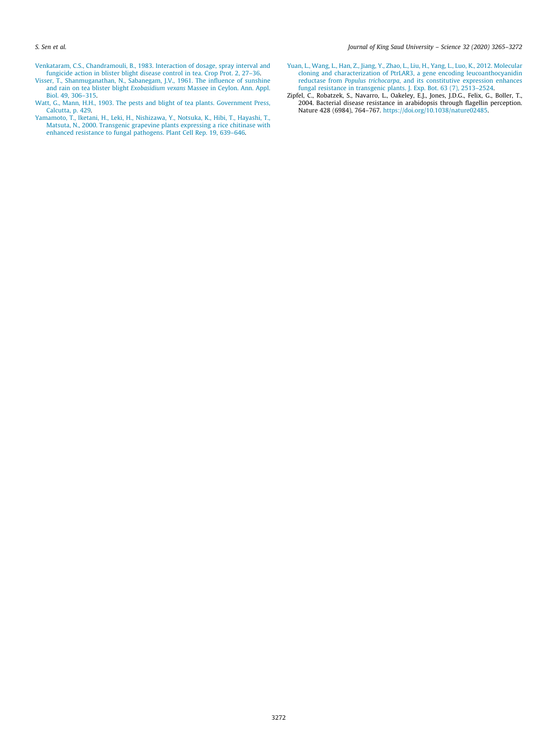Venkataram, C.S., Chandramouli, B., 1983. Interaction of dosage, spray interval and fungicide action in blister blight disease control in tea. Crop Prot. 2, 27–36.

Visser, T., Shanmuganathan, N., Sabanegam, J.V., 1961. The influence of sunshine and rain on tea blister blight *Exobasidium vexans* Massee in Ceylon. Ann. Appl. Biol. 49, 306–315.

Watt, G., Mann, H.H., 1903. The pests and blight of tea plants. Government Press, Calcutta, p. 429.

Yamamoto, T., Iketani, H., Leki, H., Nishizawa, Y., Notsuka, K., Hibi, T., Hayashi, T., Matsuta, N., 2000. Transgenic grapevine plants expressing a rice chitinase with enhanced resistance to fungal pathogens. Plant Cell Rep. 19, 639–646.

Yuan, L., Wang, L., Han, Z., Jiang, Y., Zhao, L., Liu, H., Yang, L., Luo, K., 2012. Molecular cloning and characterization of PtrLAR3, a gene encoding leucoanthocyanidin reductase from *Populus trichocarpa*, and its constitutive expression enhances fungal resistance in transgenic plants. J. Exp. Bot. 63 (7), 2513–2524.

Zipfel, C., Robatzek, S., Navarro, L., Oakeley, E.J., Jones, J.D.G., Felix, G., Boller, T., 2004. Bacterial disease resistance in arabidopsis through flagellin perception. Nature 428 (6984), 764–767. https://doi.org/10.1038/nature02485.